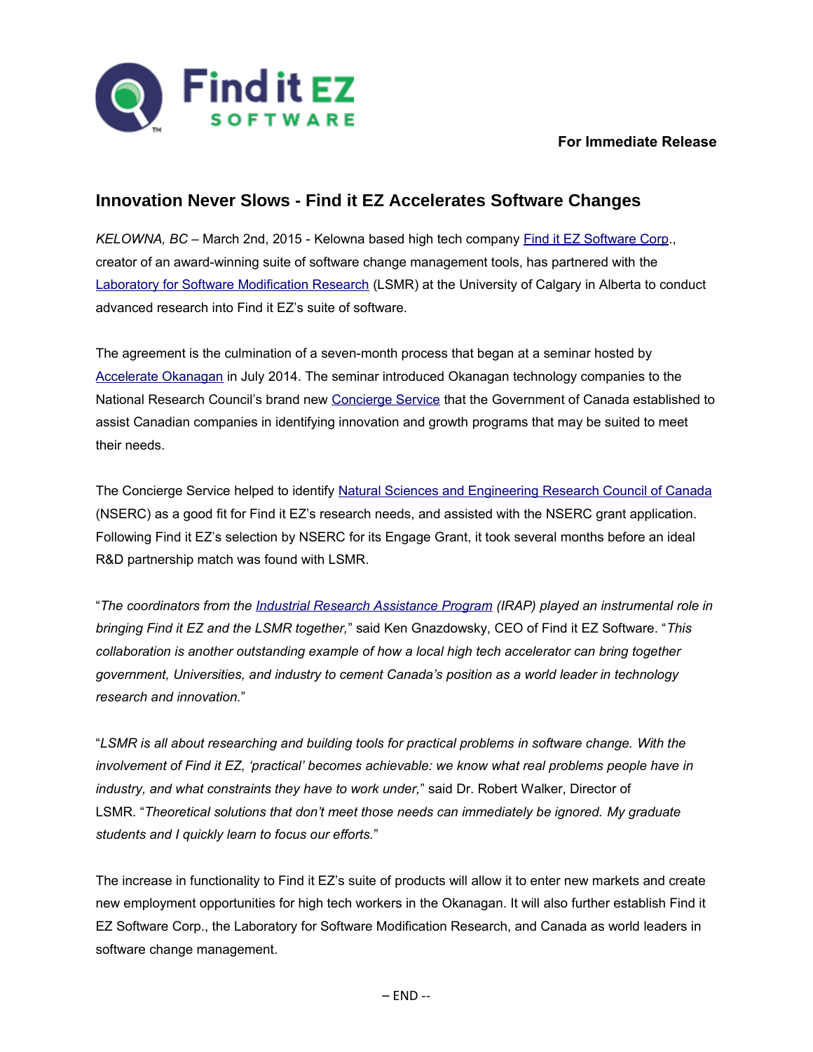Find it EZ SOFTWARE

**For Immediate Release**

## Innovation Never Slows - Find it EZ Accelerates Software Changes

*KELOWNA, BC* – March 2nd, 2015 - Kelowna based high tech company Find it EZ Software Corp., creator of an award-winning suite of software change management tools, has partnered with the Laboratory for Software Modification Research (LSMR) at the University of Calgary in Alberta to conduct advanced research into Find it EZ's suite of software.

The agreement is the culmination of a seven-month process that began at a seminar hosted by Accelerate Okanagan in July 2014. The seminar introduced Okanagan technology companies to the National Research Council's brand new Concierge Service that the Government of Canada established to assist Canadian companies in identifying innovation and growth programs that may be suited to meet their needs.

The Concierge Service helped to identify Natural Sciences and Engineering Research Council of Canada (NSERC) as a good fit for Find it EZ's research needs, and assisted with the NSERC grant application. Following Find it EZ's selection by NSERC for its Engage Grant, it took several months before an ideal R&D partnership match was found with LSMR.

"*The coordinators from the Industrial Research Assistance Program (IRAP) played an instrumental role in bringing Find it EZ and the LSMR together,*" said Ken Gnazdowsky, CEO of Find it EZ Software. "*This collaboration is another outstanding example of how a local high tech accelerator can bring together government, Universities, and industry to cement Canada's position as a world leader in technology research and innovation.*"

"*LSMR is all about researching and building tools for practical problems in software change. With the involvement of Find it EZ, 'practical' becomes achievable: we know what real problems people have in industry, and what constraints they have to work under,*" said Dr. Robert Walker, Director of LSMR. "*Theoretical solutions that don't meet those needs can immediately be ignored. My graduate students and I quickly learn to focus our efforts.*"

The increase in functionality to Find it EZ's suite of products will allow it to enter new markets and create new employment opportunities for high tech workers in the Okanagan. It will also further establish Find it EZ Software Corp., the Laboratory for Software Modification Research, and Canada as world leaders in software change management.

– END --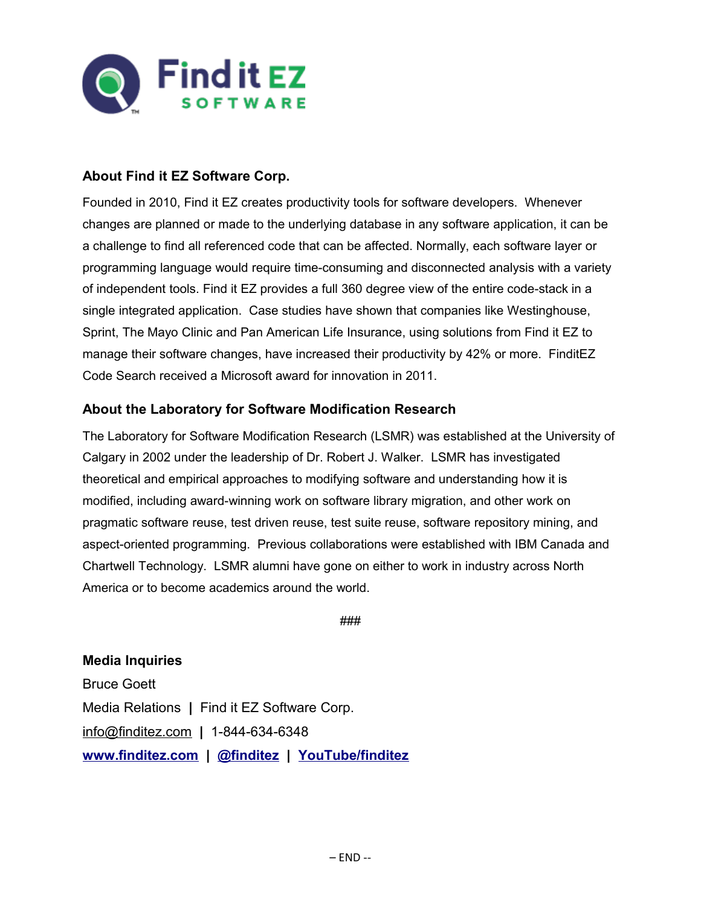## About Find it EZ Software Corp.

Founded in 2010, Find it EZ creates productivity tools for software developers. Whenever changes are planned or made to the underlying database in any software application, it can be a challenge to find all referenced code that can be affected. Normally, each software layer or programming language would require time-consuming and disconnected analysis with a variety of independent tools. Find it EZ provides a full 360 degree view of the entire code-stack in a single integrated application. Case studies have shown that companies like Westinghouse, Sprint, The Mayo Clinic and Pan American Life Insurance, using solutions from Find it EZ to manage their software changes, have increased their productivity by 42% or more. FinditEZ Code Search received a Microsoft award for innovation in 2011.

## About the Laboratory for Software Modification Research

The Laboratory for Software Modification Research (LSMR) was established at the University of Calgary in 2002 under the leadership of Dr. Robert J. Walker. LSMR has investigated theoretical and empirical approaches to modifying software and understanding how it is modified, including award-winning work on software library migration, and other work on pragmatic software reuse, test driven reuse, test suite reuse, software repository mining, and aspect-oriented programming. Previous collaborations were established with IBM Canada and Chartwell Technology. LSMR alumni have gone on either to work in industry across North America or to become academics around the world.

###

**Media Inquiries**

Bruce Goett

Media Relations | Find it EZ Software Corp.

info@finditez.com | 1-844-634-6348

**www.finditez.com | @finditez | YouTube/finditez**

– END --